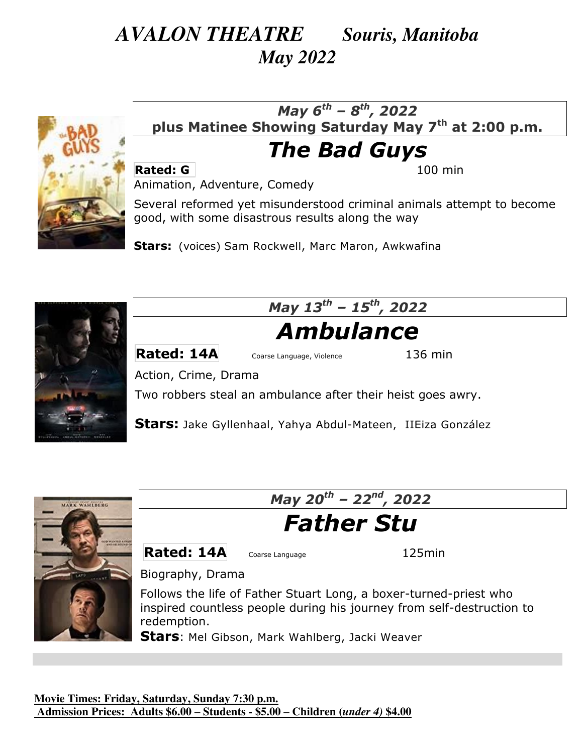# *AVALON THEATRE Souris, Manitoba*
## *May 2022*

***May 6th – 8th, 2022***
**plus Matinee Showing Saturday May 7th at 2:00 p.m.**

## *The Bad Guys*

**Rated: G** 100 min

Animation, Adventure, Comedy

Several reformed yet misunderstood criminal animals attempt to become good, with some disastrous results along the way

**Stars:** (voices) Sam Rockwell, Marc Maron, Awkwafina

***May 13th – 15th, 2022***

## *Ambulance*

**Rated: 14A** Coarse Language, Violence 136 min

Action, Crime, Drama

Two robbers steal an ambulance after their heist goes awry.

**Stars:** Jake Gyllenhaal, Yahya Abdul-Mateen, IIEiza González

***May 20th – 22nd, 2022***

## *Father Stu*

**Rated: 14A** Coarse Language 125min

Biography, Drama

Follows the life of Father Stuart Long, a boxer-turned-priest who inspired countless people during his journey from self-destruction to redemption.

**Stars**: Mel Gibson, Mark Wahlberg, Jacki Weaver

**Movie Times: Friday, Saturday, Sunday 7:30 p.m.**
**Admission Prices: Adults $6.00 – Students - $5.00 – Children (*under 4*) $4.00**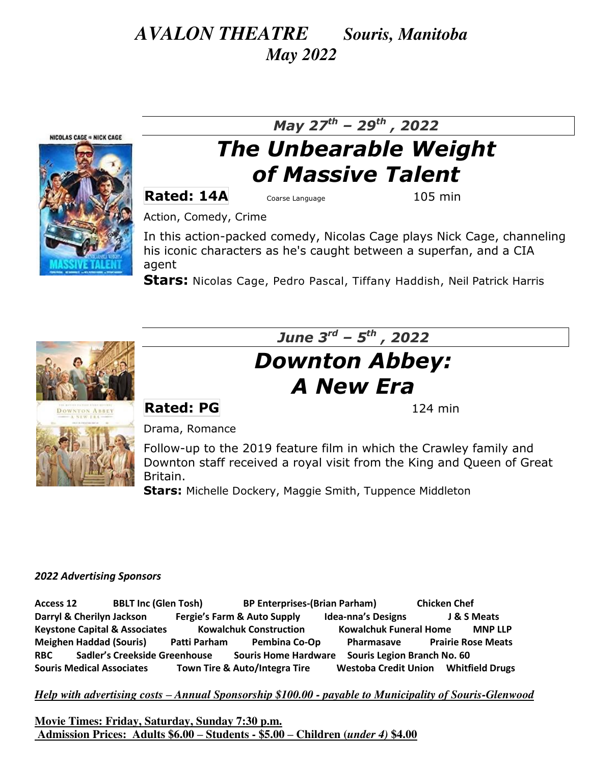# AVALON THEATRE *Souris, Manitoba*

## *May 2022*

### *May 27th – 29th, 2022*

# *The Unbearable Weight of Massive Talent*

**Rated: 14A** Coarse Language 105 min

Action, Comedy, Crime

In this action-packed comedy, Nicolas Cage plays Nick Cage, channeling his iconic characters as he's caught between a superfan, and a CIA agent

**Stars:** Nicolas Cage, Pedro Pascal, Tiffany Haddish, Neil Patrick Harris

### *June 3rd – 5th, 2022*

# *Downton Abbey: A New Era*

**Rated: PG** 124 min

Drama, Romance

Follow-up to the 2019 feature film in which the Crawley family and Downton staff received a royal visit from the King and Queen of Great Britain.

**Stars:** Michelle Dockery, Maggie Smith, Tuppence Middleton

***2022 Advertising Sponsors***

**Access 12 BBLT Inc (Glen Tosh) BP Enterprises-(Brian Parham) Chicken Chef Darryl & Cherilyn Jackson Fergie's Farm & Auto Supply Idea-nna's Designs J & S Meats Keystone Capital & Associates Kowalchuk Construction Kowalchuk Funeral Home MNP LLP Meighen Haddad (Souris) Patti Parham Pembina Co-Op Pharmasave Prairie Rose Meats RBC Sadler's Creekside Greenhouse Souris Home Hardware Souris Legion Branch No. 60 Souris Medical Associates Town Tire & Auto/Integra Tire Westoba Credit Union Whitfield Drugs**

***Help with advertising costs – Annual Sponsorship $100.00 - payable to Municipality of Souris-Glenwood***

**Movie Times: Friday, Saturday, Sunday 7:30 p.m.**
**Admission Prices: Adults $6.00 – Students - $5.00 – Children (*under 4*) $4.00**